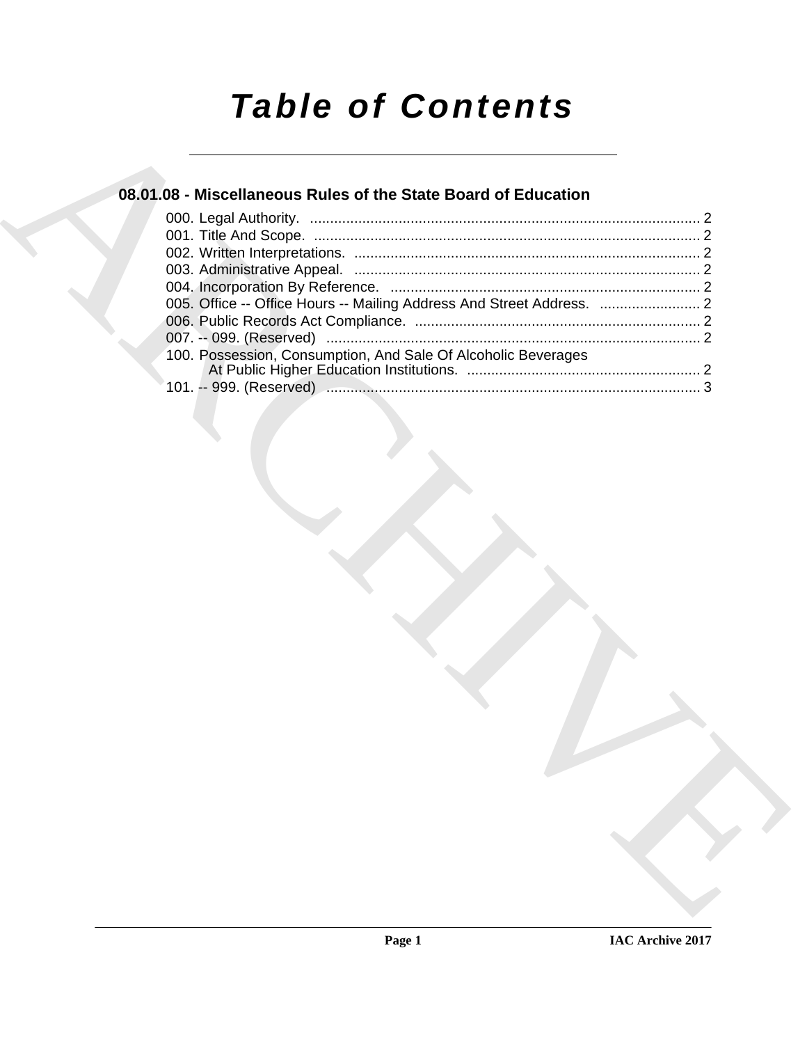# Table of Contents

## 08.01.08 - Miscellaneous Rules of the State Board of Education

000. Legal Authority. ........................................................................................ 2
001. Title And Scope. ........................................................................................ 2
002. Written Interpretations. ........................................................................................ 2
003. Administrative Appeal. ........................................................................................ 2
004. Incorporation By Reference. ........................................................................................ 2
005. Office -- Office Hours -- Mailing Address And Street Address. ........................ 2
006. Public Records Act Compliance. ........................................................................................ 2
007. -- 099. (Reserved) ........................................................................................ 2
100. Possession, Consumption, And Sale Of Alcoholic Beverages At Public Higher Education Institutions. ........................................................ 2
101. -- 999. (Reserved) ........................................................................................ 3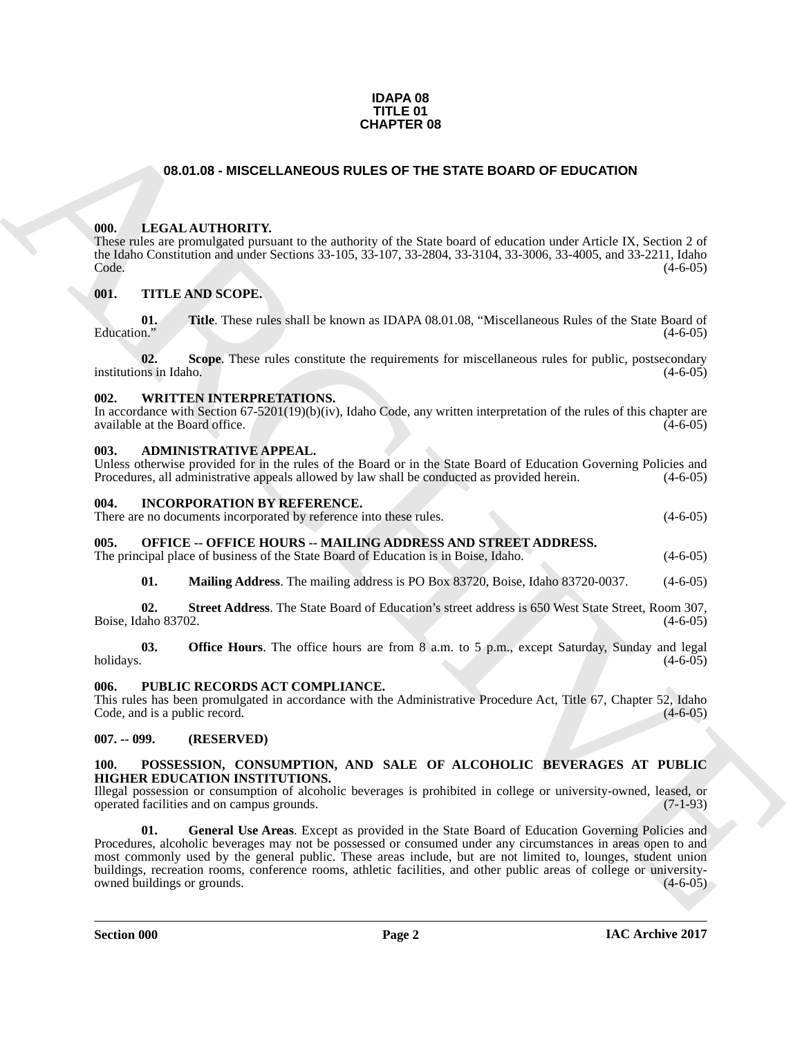**IDAPA 08**
**TITLE 01**
**CHAPTER 08**

# 08.01.08 - MISCELLANEOUS RULES OF THE STATE BOARD OF EDUCATION

### 000. LEGAL AUTHORITY.

These rules are promulgated pursuant to the authority of the State board of education under Article IX, Section 2 of the Idaho Constitution and under Sections 33-105, 33-107, 33-2804, 33-3104, 33-3006, 33-4005, and 33-2211, Idaho Code. (4-6-05)

### 001. TITLE AND SCOPE.

**01. Title**. These rules shall be known as IDAPA 08.01.08, "Miscellaneous Rules of the State Board of Education." (4-6-05)

**02. Scope**. These rules constitute the requirements for miscellaneous rules for public, postsecondary institutions in Idaho. (4-6-05)

### 002. WRITTEN INTERPRETATIONS.

In accordance with Section 67-5201(19)(b)(iv), Idaho Code, any written interpretation of the rules of this chapter are available at the Board office. (4-6-05)

### 003. ADMINISTRATIVE APPEAL.

Unless otherwise provided for in the rules of the Board or in the State Board of Education Governing Policies and Procedures, all administrative appeals allowed by law shall be conducted as provided herein. (4-6-05)

### 004. INCORPORATION BY REFERENCE.

There are no documents incorporated by reference into these rules. (4-6-05)

### 005. OFFICE -- OFFICE HOURS -- MAILING ADDRESS AND STREET ADDRESS.

The principal place of business of the State Board of Education is in Boise, Idaho. (4-6-05)

**01. Mailing Address**. The mailing address is PO Box 83720, Boise, Idaho 83720-0037. (4-6-05)

**02. Street Address**. The State Board of Education's street address is 650 West State Street, Room 307, Boise, Idaho 83702. (4-6-05)

**03. Office Hours**. The office hours are from 8 a.m. to 5 p.m., except Saturday, Sunday and legal holidays. (4-6-05)

### 006. PUBLIC RECORDS ACT COMPLIANCE.

This rules has been promulgated in accordance with the Administrative Procedure Act, Title 67, Chapter 52, Idaho Code, and is a public record. (4-6-05)

### 007. -- 099. (RESERVED)

### 100. POSSESSION, CONSUMPTION, AND SALE OF ALCOHOLIC BEVERAGES AT PUBLIC HIGHER EDUCATION INSTITUTIONS.

Illegal possession or consumption of alcoholic beverages is prohibited in college or university-owned, leased, or operated facilities and on campus grounds. (7-1-93)

**01. General Use Areas**. Except as provided in the State Board of Education Governing Policies and Procedures, alcoholic beverages may not be possessed or consumed under any circumstances in areas open to and most commonly used by the general public. These areas include, but are not limited to, lounges, student union buildings, recreation rooms, conference rooms, athletic facilities, and other public areas of college or university-owned buildings or grounds. (4-6-05)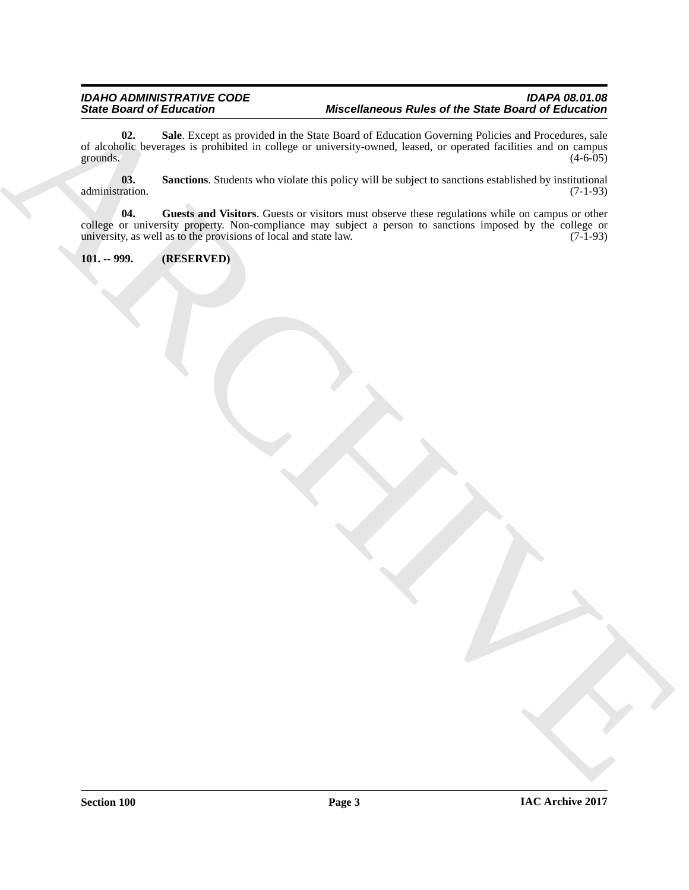**02. Sale**. Except as provided in the State Board of Education Governing Policies and Procedures, sale of alcoholic beverages is prohibited in college or university-owned, leased, or operated facilities and on campus grounds. (4-6-05)

**03. Sanctions**. Students who violate this policy will be subject to sanctions established by institutional administration. (7-1-93)

**04. Guests and Visitors**. Guests or visitors must observe these regulations while on campus or other college or university property. Non-compliance may subject a person to sanctions imposed by the college or university, as well as to the provisions of local and state law. (7-1-93)

**101. -- 999. (RESERVED)**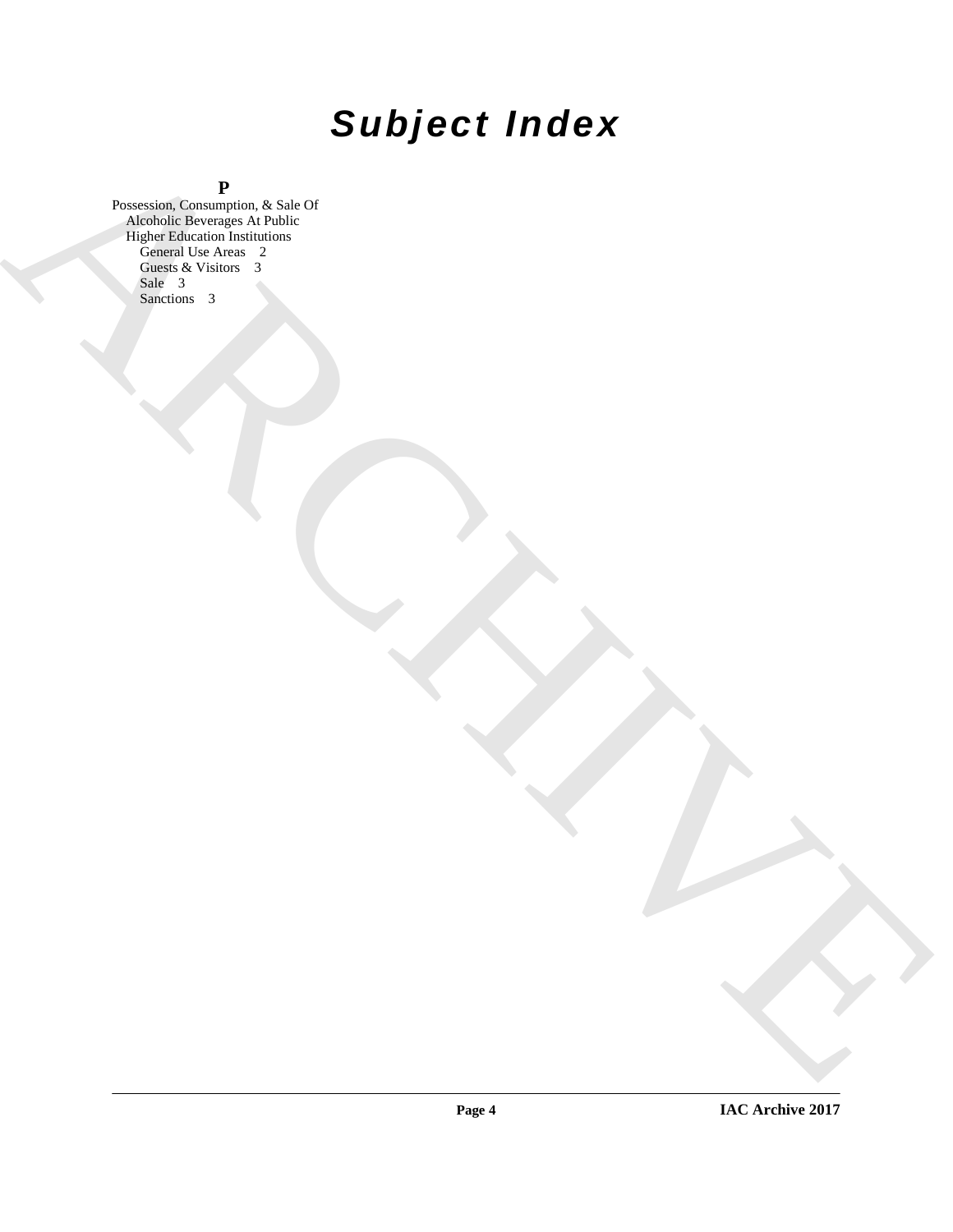# *Subject Index*

**P**

Possession, Consumption, & Sale Of Alcoholic Beverages At Public Higher Education Institutions
- General Use Areas 2
- Guests & Visitors 3
- Sale 3
- Sanctions 3